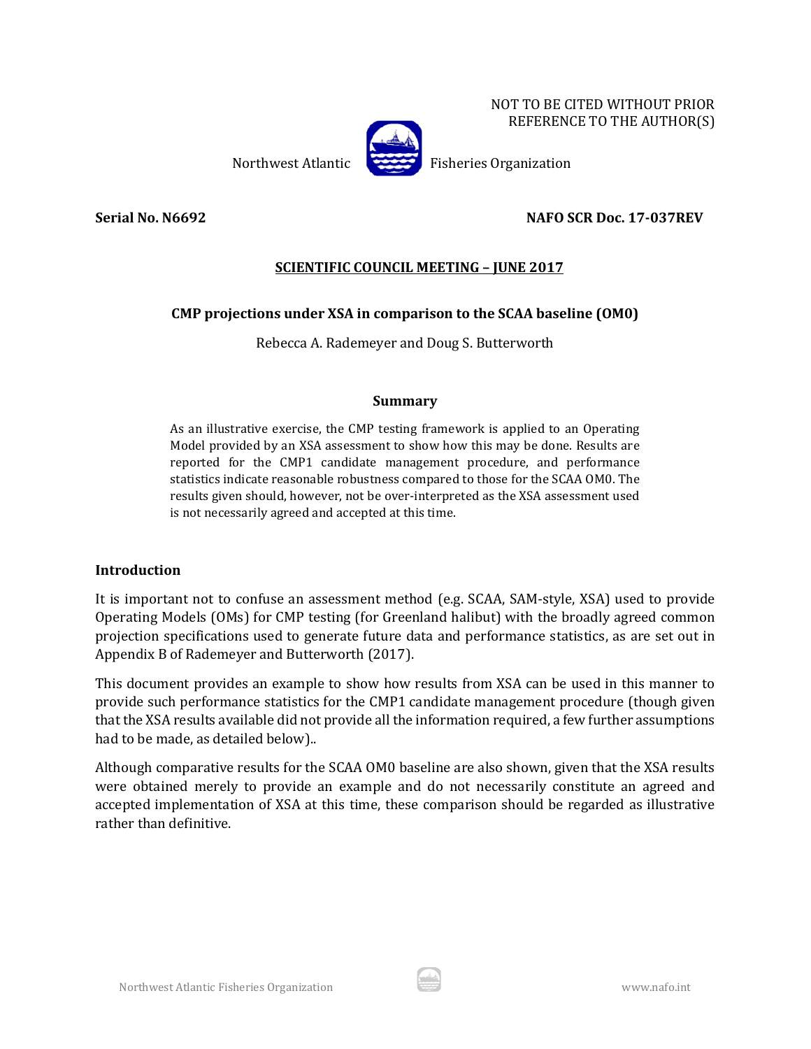NOT TO BE CITED WITHOUT PRIOR REFERENCE TO THE AUTHOR(S)

Northwest Atlantic Fisheries Organization

**Serial No. N6692** **NAFO SCR Doc. 17-037REV**

**SCIENTIFIC COUNCIL MEETING – JUNE 2017**

# CMP projections under XSA in comparison to the SCAA baseline (OM0)

Rebecca A. Rademeyer and Doug S. Butterworth

## Summary

As an illustrative exercise, the CMP testing framework is applied to an Operating Model provided by an XSA assessment to show how this may be done. Results are reported for the CMP1 candidate management procedure, and performance statistics indicate reasonable robustness compared to those for the SCAA OM0. The results given should, however, not be over-interpreted as the XSA assessment used is not necessarily agreed and accepted at this time.

## Introduction

It is important not to confuse an assessment method (e.g. SCAA, SAM-style, XSA) used to provide Operating Models (OMs) for CMP testing (for Greenland halibut) with the broadly agreed common projection specifications used to generate future data and performance statistics, as are set out in Appendix B of Rademeyer and Butterworth (2017).

This document provides an example to show how results from XSA can be used in this manner to provide such performance statistics for the CMP1 candidate management procedure (though given that the XSA results available did not provide all the information required, a few further assumptions had to be made, as detailed below)..

Although comparative results for the SCAA OM0 baseline are also shown, given that the XSA results were obtained merely to provide an example and do not necessarily constitute an agreed and accepted implementation of XSA at this time, these comparison should be regarded as illustrative rather than definitive.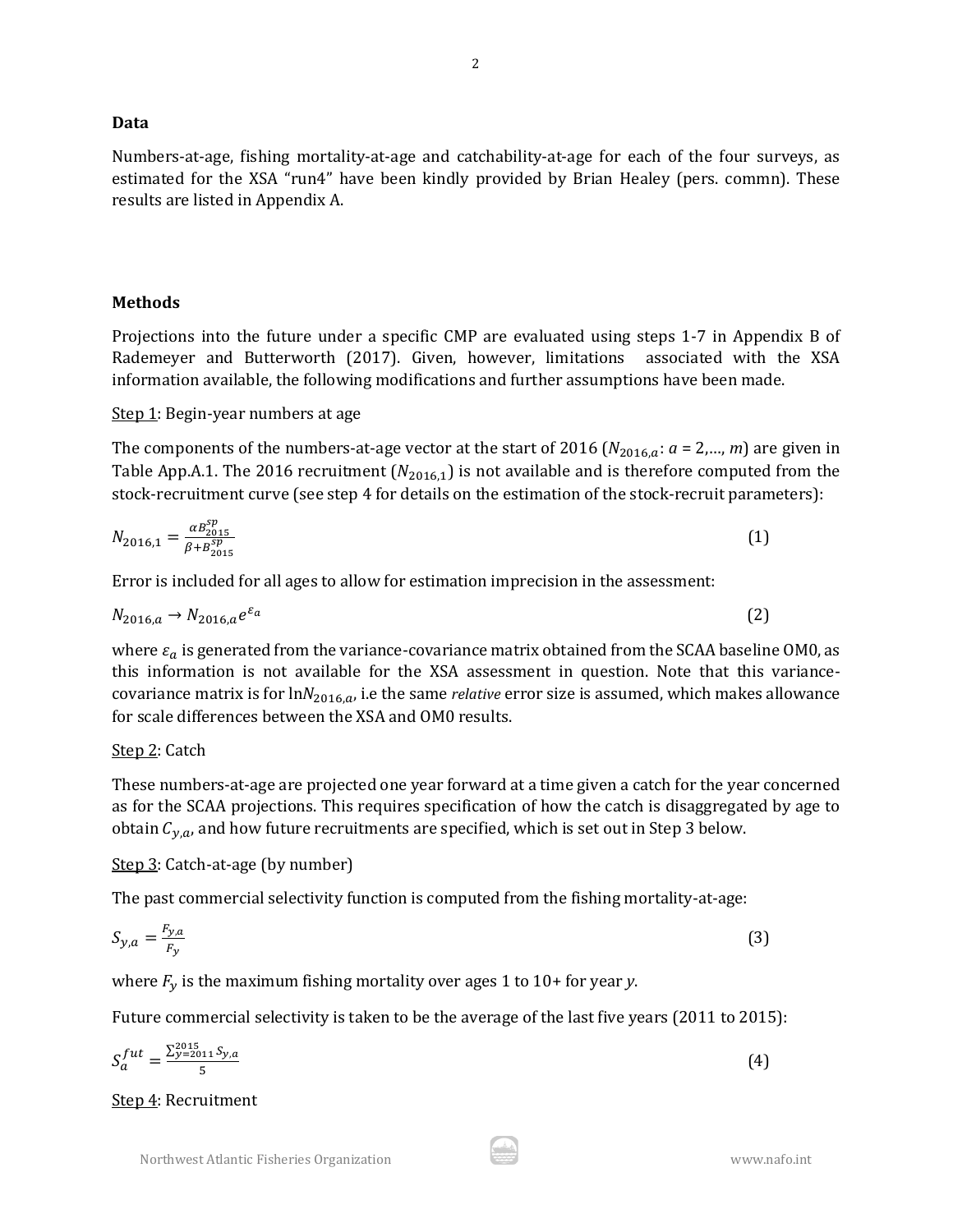## Data

Numbers-at-age, fishing mortality-at-age and catchability-at-age for each of the four surveys, as estimated for the XSA "run4" have been kindly provided by Brian Healey (pers. commn). These results are listed in Appendix A.

## Methods

Projections into the future under a specific CMP are evaluated using steps 1-7 in Appendix B of Rademeyer and Butterworth (2017). Given, however, limitations associated with the XSA information available, the following modifications and further assumptions have been made.

Step 1: Begin-year numbers at age

The components of the numbers-at-age vector at the start of 2016 ($N_{2016,a}$: $a$ = 2,..., $m$) are given in Table App.A.1. The 2016 recruitment ($N_{2016,1}$) is not available and is therefore computed from the stock-recruitment curve (see step 4 for details on the estimation of the stock-recruit parameters):

$$N_{2016,1} = \frac{\alpha B_{2015}^{sp}}{\beta + B_{2015}^{sp}} \tag{1}$$

Error is included for all ages to allow for estimation imprecision in the assessment:

$$N_{2016,a} \rightarrow N_{2016,a} e^{\varepsilon_a} \tag{2}$$

where $\varepsilon_a$ is generated from the variance-covariance matrix obtained from the SCAA baseline OM0, as this information is not available for the XSA assessment in question. Note that this variance-covariance matrix is for $\ln N_{2016,a}$, i.e the same *relative* error size is assumed, which makes allowance for scale differences between the XSA and OM0 results.

Step 2: Catch

These numbers-at-age are projected one year forward at a time given a catch for the year concerned as for the SCAA projections. This requires specification of how the catch is disaggregated by age to obtain $C_{y,a}$, and how future recruitments are specified, which is set out in Step 3 below.

Step 3: Catch-at-age (by number)

The past commercial selectivity function is computed from the fishing mortality-at-age:

$$S_{y,a} = \frac{F_{y,a}}{F_y} \tag{3}$$

where $F_y$ is the maximum fishing mortality over ages 1 to 10+ for year $y$.

Future commercial selectivity is taken to be the average of the last five years (2011 to 2015):

$$S_a^{fut} = \frac{\sum_{y=2011}^{2015} S_{y,a}}{5} \tag{4}$$

Step 4: Recruitment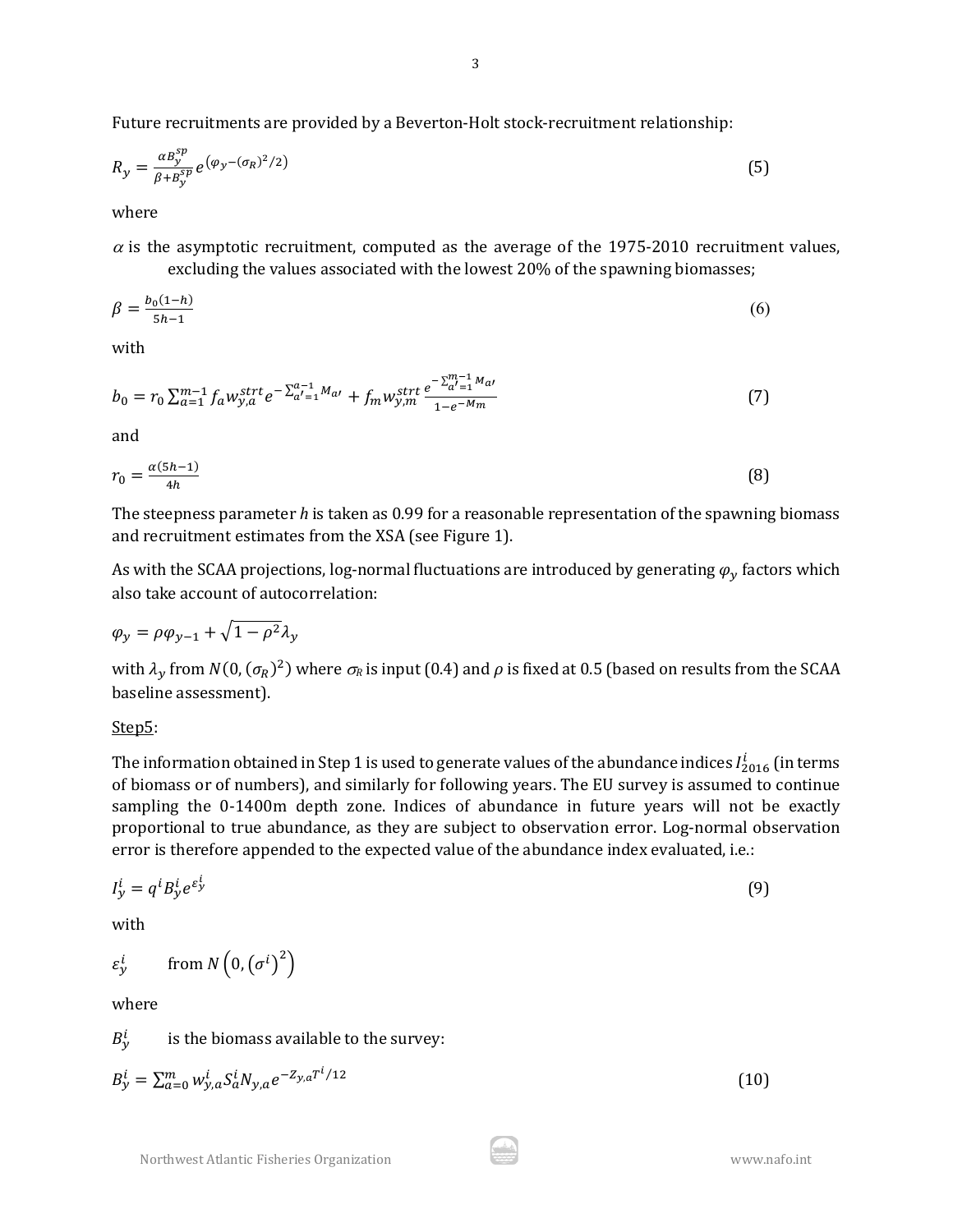Future recruitments are provided by a Beverton-Holt stock-recruitment relationship:

$$R_y = \frac{\alpha B_y^{sp}}{\beta + B_y^{sp}} e^{(\varphi_y - (\sigma_R)^2/2)} \tag{5}$$

where

$\alpha$ is the asymptotic recruitment, computed as the average of the 1975-2010 recruitment values, excluding the values associated with the lowest 20% of the spawning biomasses;

$$\beta = \frac{b_0(1-h)}{5h-1} \tag{6}$$

with

$$b_0 = r_0 \sum_{a=1}^{m-1} f_a w_{y,a}^{strt} e^{-\sum_{a'=1}^{a-1} M_{a'}} + f_m w_{y,m}^{strt} \frac{e^{-\sum_{a'=1}^{m-1} M_{a'}}}{1-e^{-Mm}} \tag{7}$$

and

$$r_0 = \frac{\alpha(5h-1)}{4h} \tag{8}$$

The steepness parameter $h$ is taken as 0.99 for a reasonable representation of the spawning biomass and recruitment estimates from the XSA (see Figure 1).

As with the SCAA projections, log-normal fluctuations are introduced by generating $\varphi_y$ factors which also take account of autocorrelation:

$$\varphi_y = \rho\varphi_{y-1} + \sqrt{1-\rho^2}\lambda_y$$

with $\lambda_y$ from $N(0, (\sigma_R)^2)$ where $\sigma_R$ is input (0.4) and $\rho$ is fixed at 0.5 (based on results from the SCAA baseline assessment).

Step5:

The information obtained in Step 1 is used to generate values of the abundance indices $I_{2016}^i$ (in terms of biomass or of numbers), and similarly for following years. The EU survey is assumed to continue sampling the 0-1400m depth zone. Indices of abundance in future years will not be exactly proportional to true abundance, as they are subject to observation error. Log-normal observation error is therefore appended to the expected value of the abundance index evaluated, i.e.:

$$I_y^i = q^i B_y^i e^{\varepsilon_y^i} \tag{9}$$

with

$\varepsilon_y^i$ from $N\left(0, \left(\sigma^i\right)^2\right)$

where

$B_y^i$ is the biomass available to the survey:

$$B_y^i = \sum_{a=0}^{m} w_{y,a}^i S_a^i N_{y,a} e^{-Z_{y,a}T^i/12} \tag{10}$$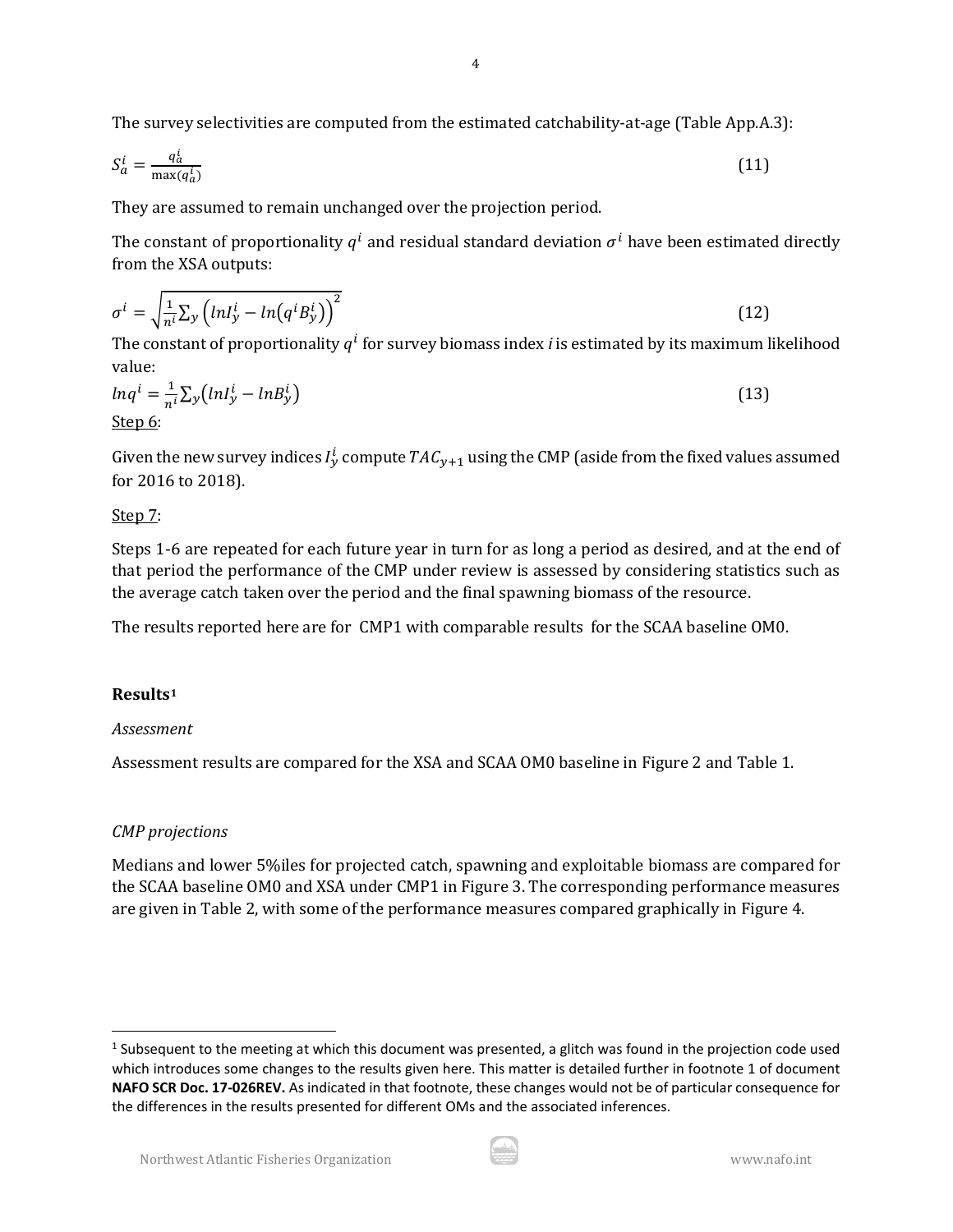The survey selectivities are computed from the estimated catchability-at-age (Table App.A.3):

$$S_a^i = \frac{q_a^i}{\max(q_a^i)} \tag{11}$$

They are assumed to remain unchanged over the projection period.

The constant of proportionality $q^i$ and residual standard deviation $\sigma^i$ have been estimated directly from the XSA outputs:

$$\sigma^i = \sqrt{\frac{1}{n^i}\sum_y \left(lnI_y^i - ln\left(q^i B_y^i\right)\right)^2} \tag{12}$$

The constant of proportionality $q^i$ for survey biomass index *i* is estimated by its maximum likelihood value:

$$lnq^i = \frac{1}{n^i}\sum_y \left(lnI_y^i - lnB_y^i\right) \tag{13}$$

Step 6:

Given the new survey indices $I_y^i$ compute $TAC_{y+1}$ using the CMP (aside from the fixed values assumed for 2016 to 2018).

Step 7:

Steps 1-6 are repeated for each future year in turn for as long a period as desired, and at the end of that period the performance of the CMP under review is assessed by considering statistics such as the average catch taken over the period and the final spawning biomass of the resource.

The results reported here are for CMP1 with comparable results for the SCAA baseline OM0.

## Results[1]

*Assessment*

Assessment results are compared for the XSA and SCAA OM0 baseline in Figure 2 and Table 1.

*CMP projections*

Medians and lower 5%iles for projected catch, spawning and exploitable biomass are compared for the SCAA baseline OM0 and XSA under CMP1 in Figure 3. The corresponding performance measures are given in Table 2, with some of the performance measures compared graphically in Figure 4.

---

[1] Subsequent to the meeting at which this document was presented, a glitch was found in the projection code used which introduces some changes to the results given here. This matter is detailed further in footnote 1 of document **NAFO SCR Doc. 17-026REV.** As indicated in that footnote, these changes would not be of particular consequence for the differences in the results presented for different OMs and the associated inferences.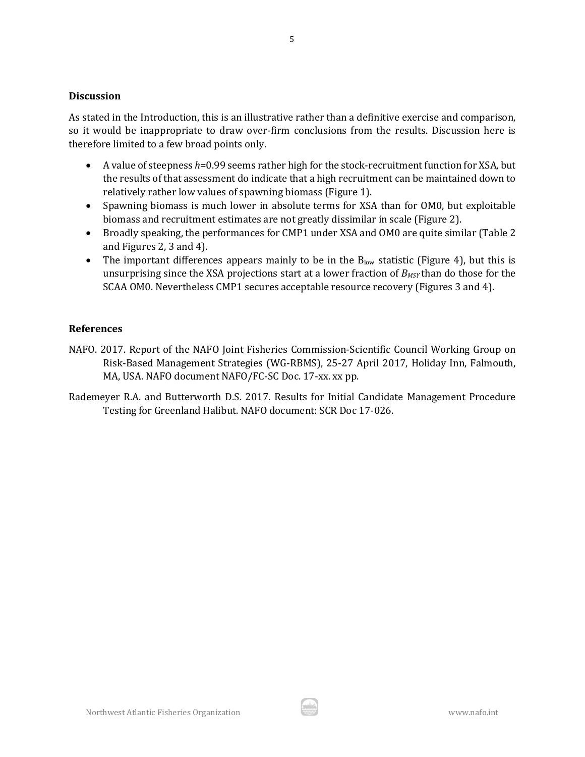## Discussion

As stated in the Introduction, this is an illustrative rather than a definitive exercise and comparison, so it would be inappropriate to draw over-firm conclusions from the results. Discussion here is therefore limited to a few broad points only.

- A value of steepness $h$=0.99 seems rather high for the stock-recruitment function for XSA, but the results of that assessment do indicate that a high recruitment can be maintained down to relatively rather low values of spawning biomass (Figure 1).
- Spawning biomass is much lower in absolute terms for XSA than for OM0, but exploitable biomass and recruitment estimates are not greatly dissimilar in scale (Figure 2).
- Broadly speaking, the performances for CMP1 under XSA and OM0 are quite similar (Table 2 and Figures 2, 3 and 4).
- The important differences appears mainly to be in the $B_{low}$ statistic (Figure 4), but this is unsurprising since the XSA projections start at a lower fraction of $B_{MSY}$ than do those for the SCAA OM0. Nevertheless CMP1 secures acceptable resource recovery (Figures 3 and 4).

## References

NAFO. 2017. Report of the NAFO Joint Fisheries Commission-Scientific Council Working Group on Risk-Based Management Strategies (WG-RBMS), 25-27 April 2017, Holiday Inn, Falmouth, MA, USA. NAFO document NAFO/FC-SC Doc. 17-xx. xx pp.

Rademeyer R.A. and Butterworth D.S. 2017. Results for Initial Candidate Management Procedure Testing for Greenland Halibut. NAFO document: SCR Doc 17-026.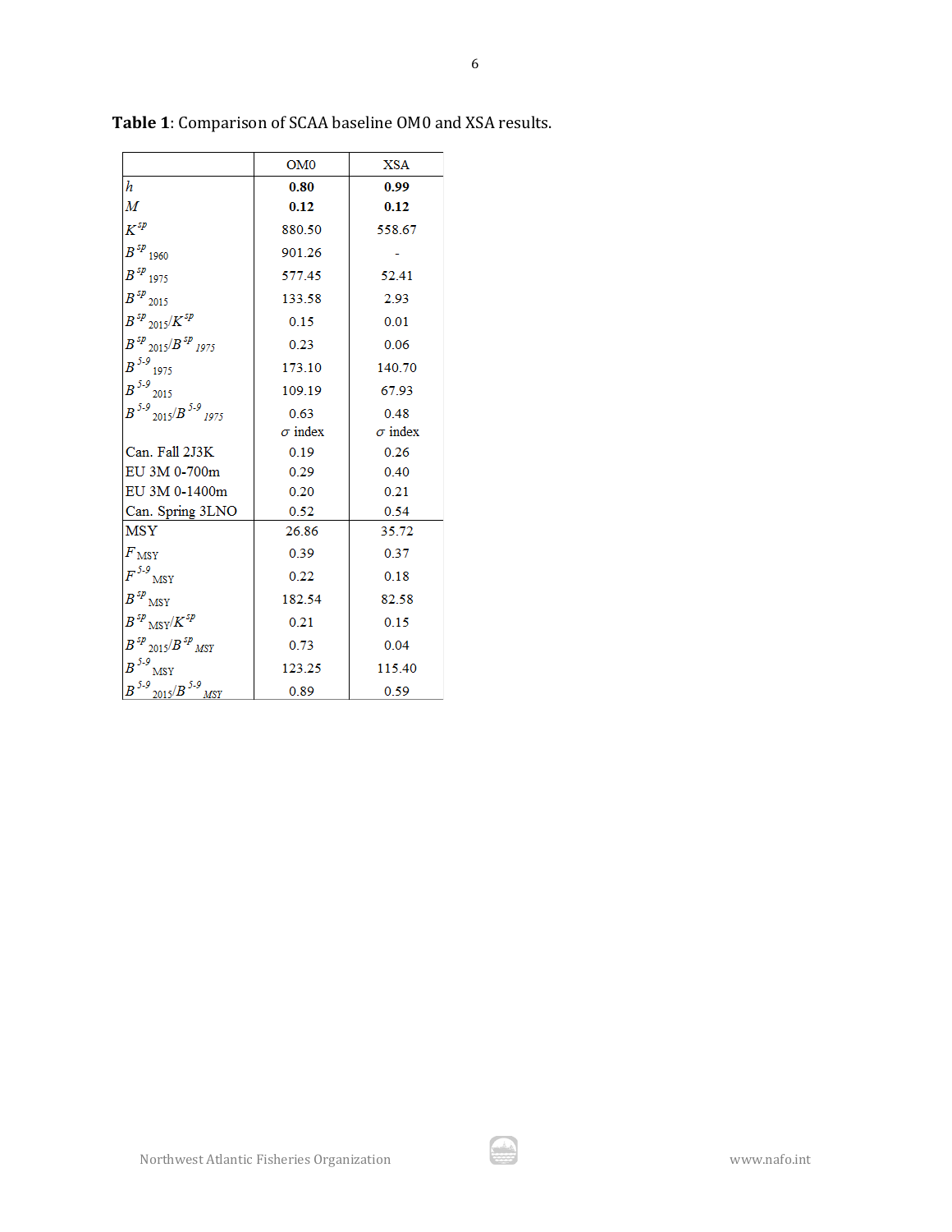**Table 1**: Comparison of SCAA baseline OM0 and XSA results.

| | OM0 | XSA |
|---|---|---|
| $h$ | **0.80** | **0.99** |
| $M$ | **0.12** | **0.12** |
| $K^{sp}$ | 880.50 | 558.67 |
| $B^{sp}_{1960}$ | 901.26 | - |
| $B^{sp}_{1975}$ | 577.45 | 52.41 |
| $B^{sp}_{2015}$ | 133.58 | 2.93 |
| $B^{sp}_{2015}/K^{sp}$ | 0.15 | 0.01 |
| $B^{sp}_{2015}/B^{sp}_{1975}$ | 0.23 | 0.06 |
| $B^{5\text{-}9}_{1975}$ | 173.10 | 140.70 |
| $B^{5\text{-}9}_{2015}$ | 109.19 | 67.93 |
| $B^{5\text{-}9}_{2015}/B^{5\text{-}9}_{1975}$ | 0.63 | 0.48 |
| | $\sigma$ index | $\sigma$ index |
| Can. Fall 2J3K | 0.19 | 0.26 |
| EU 3M 0-700m | 0.29 | 0.40 |
| EU 3M 0-1400m | 0.20 | 0.21 |
| Can. Spring 3LNO | 0.52 | 0.54 |
| MSY | 26.86 | 35.72 |
| $F_{MSY}$ | 0.39 | 0.37 |
| $F^{5\text{-}9}_{MSY}$ | 0.22 | 0.18 |
| $B^{sp}_{MSY}$ | 182.54 | 82.58 |
| $B^{sp}_{MSY}/K^{sp}$ | 0.21 | 0.15 |
| $B^{sp}_{2015}/B^{sp}_{MSY}$ | 0.73 | 0.04 |
| $B^{5\text{-}9}_{MSY}$ | 123.25 | 115.40 |
| $B^{5\text{-}9}_{2015}/B^{5\text{-}9}_{MSY}$ | 0.89 | 0.59 |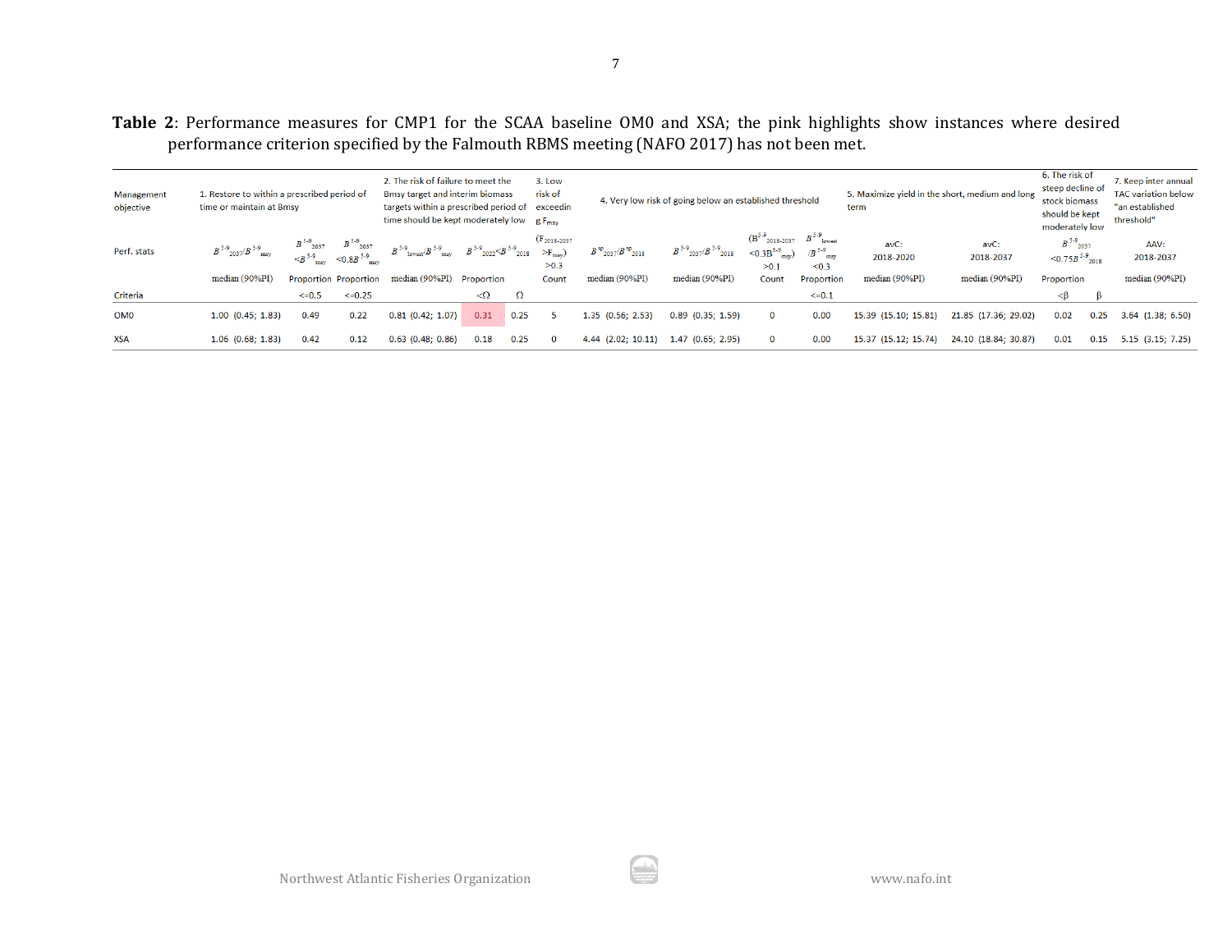**Table 2**: Performance measures for CMP1 for the SCAA baseline OM0 and XSA; the pink highlights show instances where desired performance criterion specified by the Falmouth RBMS meeting (NAFO 2017) has not been met.

| Management objective | 1. Restore to within a prescribed period of time or maintain at Bmsy | | | 2. The risk of failure to meet the Bmsy target and interim biomass targets within a prescribed period of time should be kept moderately low | | | 3. Low risk of exceeding $F_{msy}$ | 4. Very low risk of going below an established threshold | | | | 5. Maximize yield in the short, medium and long term | | 6. The risk of steep decline of stock biomass should be kept moderately low | | 7. Keep inter annual TAC variation below "an established threshold" |
|---|---|---|---|---|---|---|---|---|---|---|---|---|---|---|---|---|
| Perf. stats | $B^{5\text{-}9}_{2037}/B^{5\text{-}9}_{msy}$ | $B^{5\text{-}9}_{2037} < B^{5\text{-}9}_{msy}$ | $B^{5\text{-}9}_{2037} < 0.8B^{5\text{-}9}_{msy}$ | $B^{5\text{-}9}_{lowest}/B^{5\text{-}9}_{msy}$ | $B^{5\text{-}9}_{2022} < B^{5\text{-}9}_{2018}$ | | $(F_{2018\text{-}2037} > F_{msy}) > 0.3$ | $B^{sp}_{2037}/B^{sp}_{2018}$ | $B^{5\text{-}9}_{2037}/B^{5\text{-}9}_{2018}$ | $(B^{5\text{-}9}_{2018\text{-}2037} < 0.3B^{5\text{-}9}_{msy}) > 0.1$ | $B^{5\text{-}9}_{lowest}/B^{5\text{-}9}_{msy} < 0.3$ | avC: 2018-2020 | avC: 2018-2037 | $B^{5\text{-}9}_{2037} < 0.75B^{5\text{-}9}_{2018}$ | | AAV: 2018-2037 |
| | median (90%PI) | Proportion | Proportion | median (90%PI) | Proportion | | Count | median (90%PI) | median (90%PI) | Count | Proportion | median (90%PI) | median (90%PI) | Proportion | | median (90%PI) |
| Criteria | | <=0.5 | <=0.25 | | <Ω | Ω | | | | | <=0.1 | | | <β | β | |
| OM0 | 1.00 (0.45; 1.83) | 0.49 | 0.22 | 0.81 (0.42; 1.07) | 0.31 | 0.25 | 5 | 1.35 (0.56; 2.53) | 0.89 (0.35; 1.59) | 0 | 0.00 | 15.39 (15.10; 15.81) | 21.85 (17.36; 29.02) | 0.02 | 0.25 | 3.64 (1.38; 6.50) |
| XSA | 1.06 (0.68; 1.83) | 0.42 | 0.12 | 0.63 (0.48; 0.86) | 0.18 | 0.25 | 0 | 4.44 (2.02; 10.11) | 1.47 (0.65; 2.95) | 0 | 0.00 | 15.37 (15.12; 15.74) | 24.10 (18.84; 30.87) | 0.01 | 0.15 | 5.15 (3.15; 7.25) |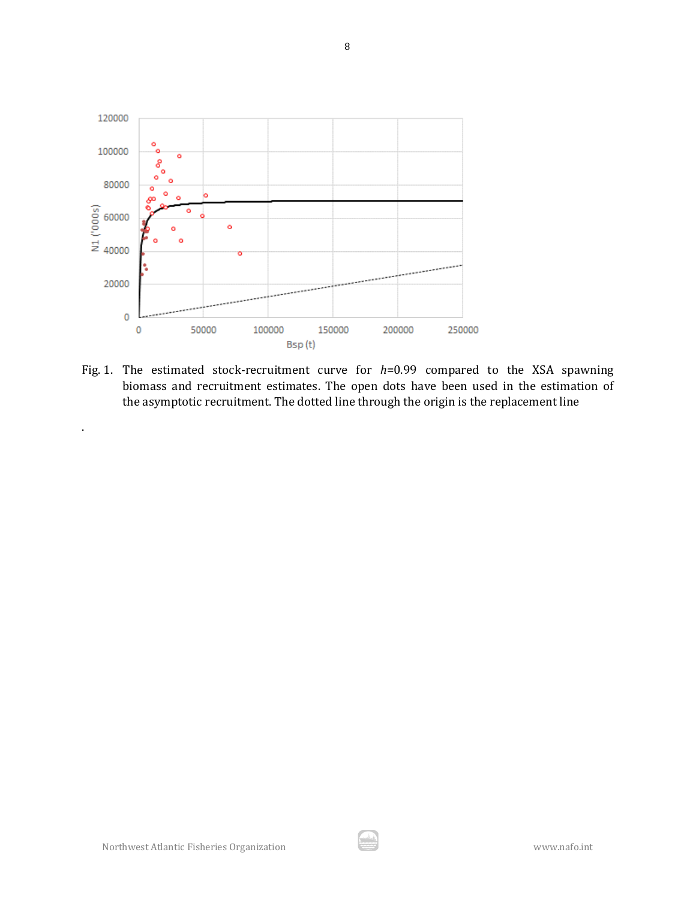Fig. 1. The estimated stock-recruitment curve for $h$=0.99 compared to the XSA spawning biomass and recruitment estimates. The open dots have been used in the estimation of the asymptotic recruitment. The dotted line through the origin is the replacement line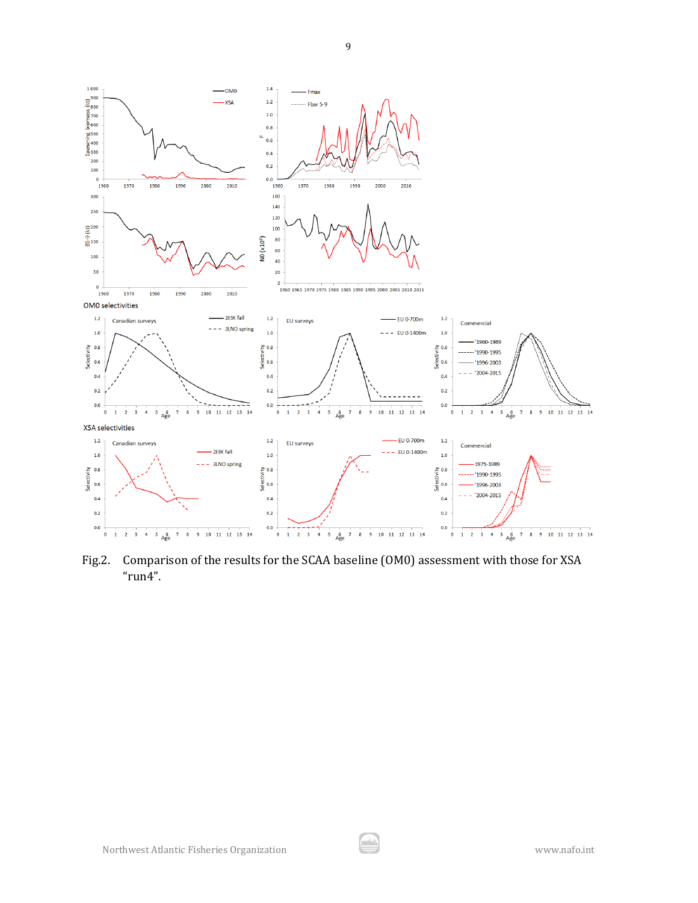OM0 selectivities

XSA selectivities

Fig.2. Comparison of the results for the SCAA baseline (OM0) assessment with those for XSA "run4".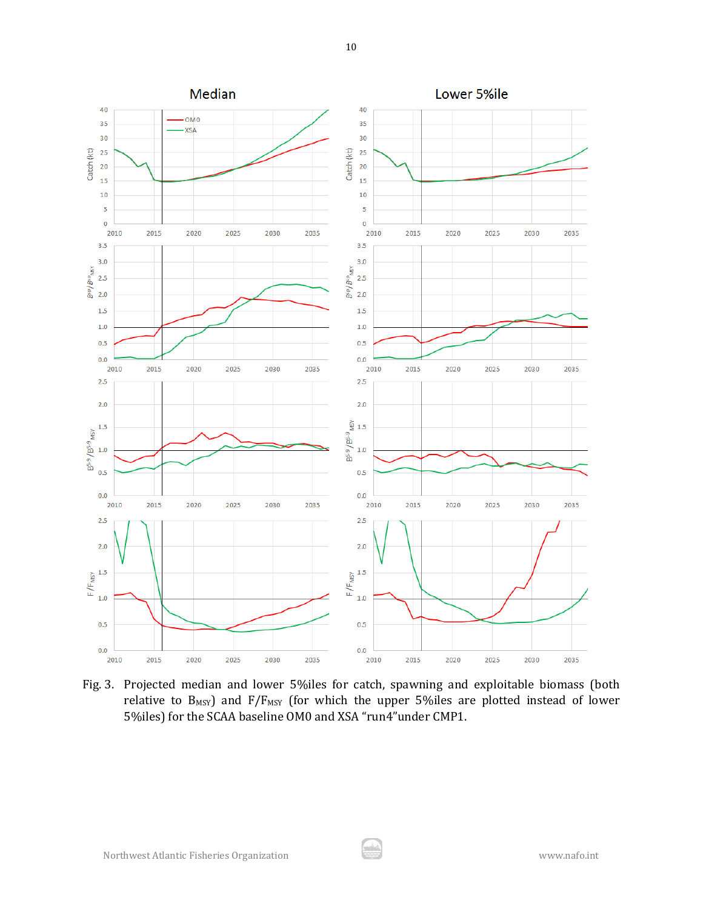Fig. 3. Projected median and lower 5%iles for catch, spawning and exploitable biomass (both relative to $B_{MSY}$) and $F/F_{MSY}$ (for which the upper 5%iles are plotted instead of lower 5%iles) for the SCAA baseline OM0 and XSA "run4"under CMP1.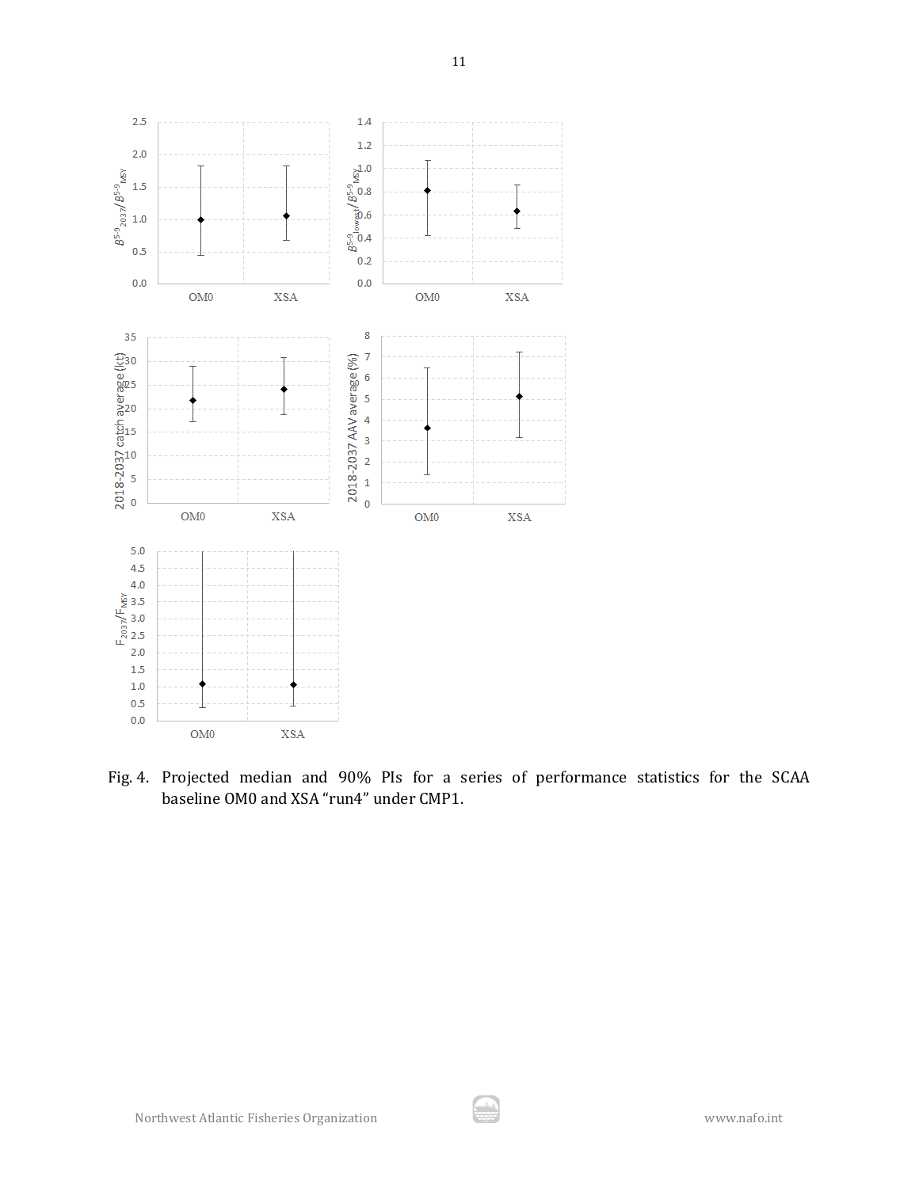Fig. 4. Projected median and 90% PIs for a series of performance statistics for the SCAA baseline OM0 and XSA “run4” under CMP1.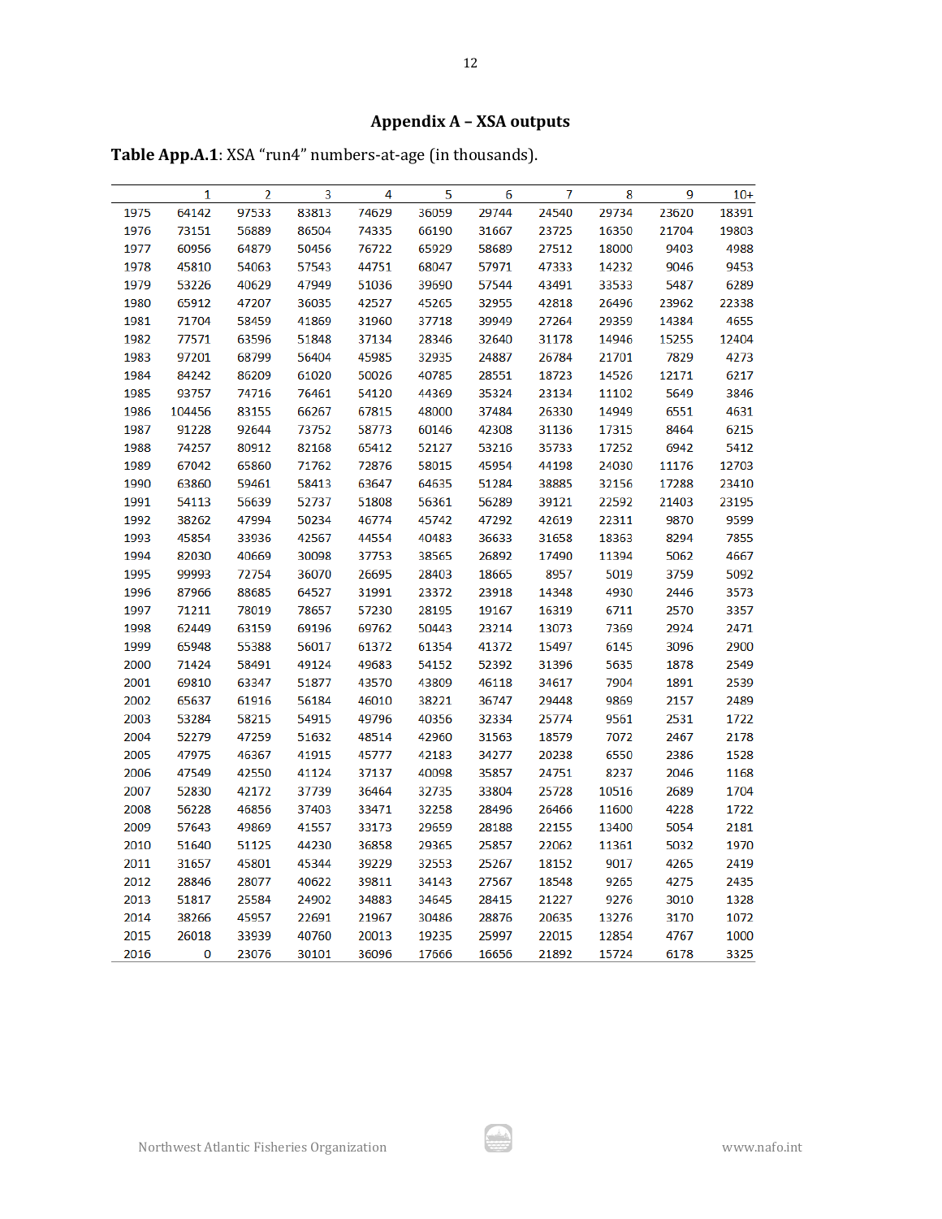## Appendix A – XSA outputs

**Table App.A.1**: XSA "run4" numbers-at-age (in thousands).

| | 1 | 2 | 3 | 4 | 5 | 6 | 7 | 8 | 9 | 10+ |
|---|---|---|---|---|---|---|---|---|---|---|
| 1975 | 64142 | 97533 | 83813 | 74629 | 36059 | 29744 | 24540 | 29734 | 23620 | 18391 |
| 1976 | 73151 | 56889 | 86504 | 74335 | 66190 | 31667 | 23725 | 16350 | 21704 | 19803 |
| 1977 | 60956 | 64879 | 50456 | 76722 | 65929 | 58689 | 27512 | 18000 | 9403 | 4988 |
| 1978 | 45810 | 54063 | 57543 | 44751 | 68047 | 57971 | 47333 | 14232 | 9046 | 9453 |
| 1979 | 53226 | 40629 | 47949 | 51036 | 39690 | 57544 | 43491 | 33533 | 5487 | 6289 |
| 1980 | 65912 | 47207 | 36035 | 42527 | 45265 | 32955 | 42818 | 26496 | 23962 | 22338 |
| 1981 | 71704 | 58459 | 41869 | 31960 | 37718 | 39949 | 27264 | 29359 | 14384 | 4655 |
| 1982 | 77571 | 63596 | 51848 | 37134 | 28346 | 32640 | 31178 | 14946 | 15255 | 12404 |
| 1983 | 97201 | 68799 | 56404 | 45985 | 32935 | 24887 | 26784 | 21701 | 7829 | 4273 |
| 1984 | 84242 | 86209 | 61020 | 50026 | 40785 | 28551 | 18723 | 14526 | 12171 | 6217 |
| 1985 | 93757 | 74716 | 76461 | 54120 | 44369 | 35324 | 23134 | 11102 | 5649 | 3846 |
| 1986 | 104456 | 83155 | 66267 | 67815 | 48000 | 37484 | 26330 | 14949 | 6551 | 4631 |
| 1987 | 91228 | 92644 | 73752 | 58773 | 60146 | 42308 | 31136 | 17315 | 8464 | 6215 |
| 1988 | 74257 | 80912 | 82168 | 65412 | 52127 | 53216 | 35733 | 17252 | 6942 | 5412 |
| 1989 | 67042 | 65860 | 71762 | 72876 | 58015 | 45954 | 44198 | 24030 | 11176 | 12703 |
| 1990 | 63860 | 59461 | 58413 | 63647 | 64635 | 51284 | 38885 | 32156 | 17288 | 23410 |
| 1991 | 54113 | 56639 | 52737 | 51808 | 56361 | 56289 | 39121 | 22592 | 21403 | 23195 |
| 1992 | 38262 | 47994 | 50234 | 46774 | 45742 | 47292 | 42619 | 22311 | 9870 | 9599 |
| 1993 | 45854 | 33936 | 42567 | 44554 | 40483 | 36633 | 31658 | 18363 | 8294 | 7855 |
| 1994 | 82030 | 40669 | 30098 | 37753 | 38565 | 26892 | 17490 | 11394 | 5062 | 4667 |
| 1995 | 99993 | 72754 | 36070 | 26695 | 28403 | 18665 | 8957 | 5019 | 3759 | 5092 |
| 1996 | 87966 | 88685 | 64527 | 31991 | 23372 | 23918 | 14348 | 4930 | 2446 | 3573 |
| 1997 | 71211 | 78019 | 78657 | 57230 | 28195 | 19167 | 16319 | 6711 | 2570 | 3357 |
| 1998 | 62449 | 63159 | 69196 | 69762 | 50443 | 23214 | 13073 | 7369 | 2924 | 2471 |
| 1999 | 65948 | 55388 | 56017 | 61372 | 61354 | 41372 | 15497 | 6145 | 3096 | 2900 |
| 2000 | 71424 | 58491 | 49124 | 49683 | 54152 | 52392 | 31396 | 5635 | 1878 | 2549 |
| 2001 | 69810 | 63347 | 51877 | 43570 | 43809 | 46118 | 34617 | 7904 | 1891 | 2539 |
| 2002 | 65637 | 61916 | 56184 | 46010 | 38221 | 36747 | 29448 | 9869 | 2157 | 2489 |
| 2003 | 53284 | 58215 | 54915 | 49796 | 40356 | 32334 | 25774 | 9561 | 2531 | 1722 |
| 2004 | 52279 | 47259 | 51632 | 48514 | 42960 | 31563 | 18579 | 7072 | 2467 | 2178 |
| 2005 | 47975 | 46367 | 41915 | 45777 | 42183 | 34277 | 20238 | 6550 | 2386 | 1528 |
| 2006 | 47549 | 42550 | 41124 | 37137 | 40098 | 35857 | 24751 | 8237 | 2046 | 1168 |
| 2007 | 52830 | 42172 | 37739 | 36464 | 32735 | 33804 | 25728 | 10516 | 2689 | 1704 |
| 2008 | 56228 | 46856 | 37403 | 33471 | 32258 | 28496 | 26466 | 11600 | 4228 | 1722 |
| 2009 | 57643 | 49869 | 41557 | 33173 | 29659 | 28188 | 22155 | 13400 | 5054 | 2181 |
| 2010 | 51640 | 51125 | 44230 | 36858 | 29365 | 25857 | 22062 | 11361 | 5032 | 1970 |
| 2011 | 31657 | 45801 | 45344 | 39229 | 32553 | 25267 | 18152 | 9017 | 4265 | 2419 |
| 2012 | 28846 | 28077 | 40622 | 39811 | 34143 | 27567 | 18548 | 9265 | 4275 | 2435 |
| 2013 | 51817 | 25584 | 24902 | 34883 | 34645 | 28415 | 21227 | 9276 | 3010 | 1328 |
| 2014 | 38266 | 45957 | 22691 | 21967 | 30486 | 28876 | 20635 | 13276 | 3170 | 1072 |
| 2015 | 26018 | 33939 | 40760 | 20013 | 19235 | 25997 | 22015 | 12854 | 4767 | 1000 |
| 2016 | 0 | 23076 | 30101 | 36096 | 17666 | 16656 | 21892 | 15724 | 6178 | 3325 |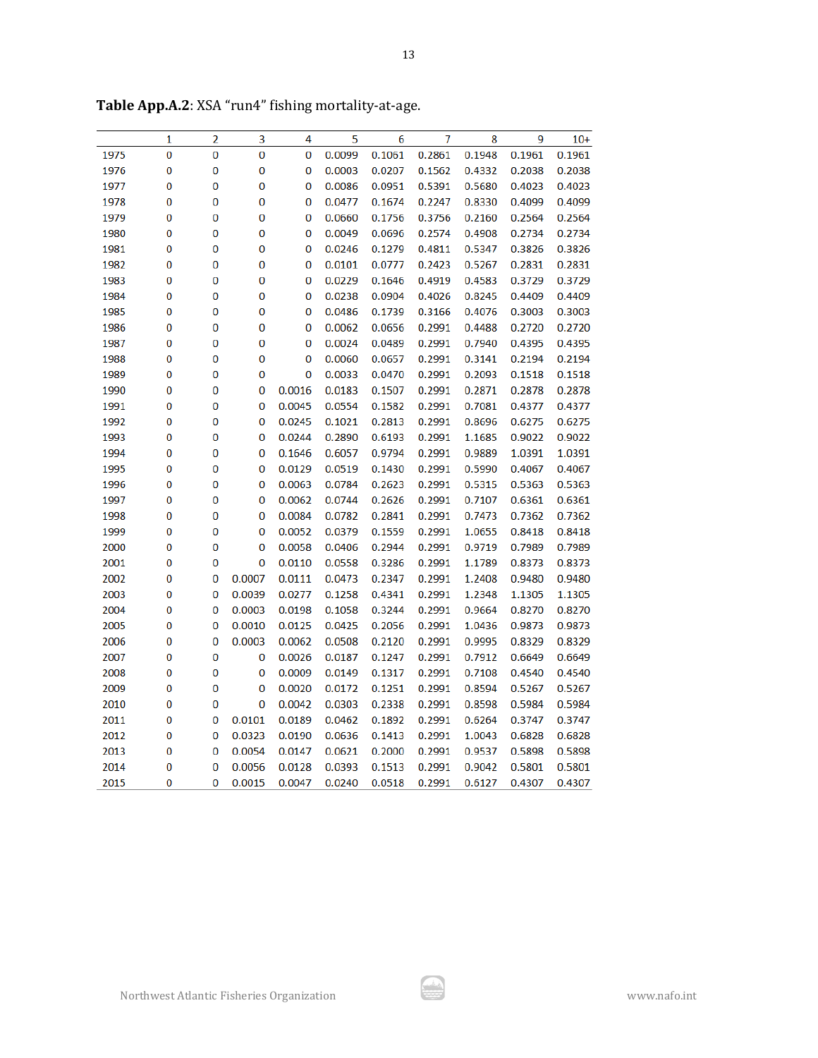**Table App.A.2**: XSA "run4" fishing mortality-at-age.

| | 1 | 2 | 3 | 4 | 5 | 6 | 7 | 8 | 9 | 10+ |
|---|---|---|---|---|---|---|---|---|---|---|
| 1975 | 0 | 0 | 0 | 0 | 0.0099 | 0.1061 | 0.2861 | 0.1948 | 0.1961 | 0.1961 |
| 1976 | 0 | 0 | 0 | 0 | 0.0003 | 0.0207 | 0.1562 | 0.4332 | 0.2038 | 0.2038 |
| 1977 | 0 | 0 | 0 | 0 | 0.0086 | 0.0951 | 0.5391 | 0.5680 | 0.4023 | 0.4023 |
| 1978 | 0 | 0 | 0 | 0 | 0.0477 | 0.1674 | 0.2247 | 0.8330 | 0.4099 | 0.4099 |
| 1979 | 0 | 0 | 0 | 0 | 0.0660 | 0.1756 | 0.3756 | 0.2160 | 0.2564 | 0.2564 |
| 1980 | 0 | 0 | 0 | 0 | 0.0049 | 0.0696 | 0.2574 | 0.4908 | 0.2734 | 0.2734 |
| 1981 | 0 | 0 | 0 | 0 | 0.0246 | 0.1279 | 0.4811 | 0.5347 | 0.3826 | 0.3826 |
| 1982 | 0 | 0 | 0 | 0 | 0.0101 | 0.0777 | 0.2423 | 0.5267 | 0.2831 | 0.2831 |
| 1983 | 0 | 0 | 0 | 0 | 0.0229 | 0.1646 | 0.4919 | 0.4583 | 0.3729 | 0.3729 |
| 1984 | 0 | 0 | 0 | 0 | 0.0238 | 0.0904 | 0.4026 | 0.8245 | 0.4409 | 0.4409 |
| 1985 | 0 | 0 | 0 | 0 | 0.0486 | 0.1739 | 0.3166 | 0.4076 | 0.3003 | 0.3003 |
| 1986 | 0 | 0 | 0 | 0 | 0.0062 | 0.0656 | 0.2991 | 0.4488 | 0.2720 | 0.2720 |
| 1987 | 0 | 0 | 0 | 0 | 0.0024 | 0.0489 | 0.2991 | 0.7940 | 0.4395 | 0.4395 |
| 1988 | 0 | 0 | 0 | 0 | 0.0060 | 0.0657 | 0.2991 | 0.3141 | 0.2194 | 0.2194 |
| 1989 | 0 | 0 | 0 | 0 | 0.0033 | 0.0470 | 0.2991 | 0.2093 | 0.1518 | 0.1518 |
| 1990 | 0 | 0 | 0 | 0.0016 | 0.0183 | 0.1507 | 0.2991 | 0.2871 | 0.2878 | 0.2878 |
| 1991 | 0 | 0 | 0 | 0.0045 | 0.0554 | 0.1582 | 0.2991 | 0.7081 | 0.4377 | 0.4377 |
| 1992 | 0 | 0 | 0 | 0.0245 | 0.1021 | 0.2813 | 0.2991 | 0.8696 | 0.6275 | 0.6275 |
| 1993 | 0 | 0 | 0 | 0.0244 | 0.2890 | 0.6193 | 0.2991 | 1.1685 | 0.9022 | 0.9022 |
| 1994 | 0 | 0 | 0 | 0.1646 | 0.6057 | 0.9794 | 0.2991 | 0.9889 | 1.0391 | 1.0391 |
| 1995 | 0 | 0 | 0 | 0.0129 | 0.0519 | 0.1430 | 0.2991 | 0.5990 | 0.4067 | 0.4067 |
| 1996 | 0 | 0 | 0 | 0.0063 | 0.0784 | 0.2623 | 0.2991 | 0.5315 | 0.5363 | 0.5363 |
| 1997 | 0 | 0 | 0 | 0.0062 | 0.0744 | 0.2626 | 0.2991 | 0.7107 | 0.6361 | 0.6361 |
| 1998 | 0 | 0 | 0 | 0.0084 | 0.0782 | 0.2841 | 0.2991 | 0.7473 | 0.7362 | 0.7362 |
| 1999 | 0 | 0 | 0 | 0.0052 | 0.0379 | 0.1559 | 0.2991 | 1.0655 | 0.8418 | 0.8418 |
| 2000 | 0 | 0 | 0 | 0.0058 | 0.0406 | 0.2944 | 0.2991 | 0.9719 | 0.7989 | 0.7989 |
| 2001 | 0 | 0 | 0 | 0.0110 | 0.0558 | 0.3286 | 0.2991 | 1.1789 | 0.8373 | 0.8373 |
| 2002 | 0 | 0 | 0.0007 | 0.0111 | 0.0473 | 0.2347 | 0.2991 | 1.2408 | 0.9480 | 0.9480 |
| 2003 | 0 | 0 | 0.0039 | 0.0277 | 0.1258 | 0.4341 | 0.2991 | 1.2348 | 1.1305 | 1.1305 |
| 2004 | 0 | 0 | 0.0003 | 0.0198 | 0.1058 | 0.3244 | 0.2991 | 0.9664 | 0.8270 | 0.8270 |
| 2005 | 0 | 0 | 0.0010 | 0.0125 | 0.0425 | 0.2056 | 0.2991 | 1.0436 | 0.9873 | 0.9873 |
| 2006 | 0 | 0 | 0.0003 | 0.0062 | 0.0508 | 0.2120 | 0.2991 | 0.9995 | 0.8329 | 0.8329 |
| 2007 | 0 | 0 | 0 | 0.0026 | 0.0187 | 0.1247 | 0.2991 | 0.7912 | 0.6649 | 0.6649 |
| 2008 | 0 | 0 | 0 | 0.0009 | 0.0149 | 0.1317 | 0.2991 | 0.7108 | 0.4540 | 0.4540 |
| 2009 | 0 | 0 | 0 | 0.0020 | 0.0172 | 0.1251 | 0.2991 | 0.8594 | 0.5267 | 0.5267 |
| 2010 | 0 | 0 | 0 | 0.0042 | 0.0303 | 0.2338 | 0.2991 | 0.8598 | 0.5984 | 0.5984 |
| 2011 | 0 | 0 | 0.0101 | 0.0189 | 0.0462 | 0.1892 | 0.2991 | 0.6264 | 0.3747 | 0.3747 |
| 2012 | 0 | 0 | 0.0323 | 0.0190 | 0.0636 | 0.1413 | 0.2991 | 1.0043 | 0.6828 | 0.6828 |
| 2013 | 0 | 0 | 0.0054 | 0.0147 | 0.0621 | 0.2000 | 0.2991 | 0.9537 | 0.5898 | 0.5898 |
| 2014 | 0 | 0 | 0.0056 | 0.0128 | 0.0393 | 0.1513 | 0.2991 | 0.9042 | 0.5801 | 0.5801 |
| 2015 | 0 | 0 | 0.0015 | 0.0047 | 0.0240 | 0.0518 | 0.2991 | 0.6127 | 0.4307 | 0.4307 |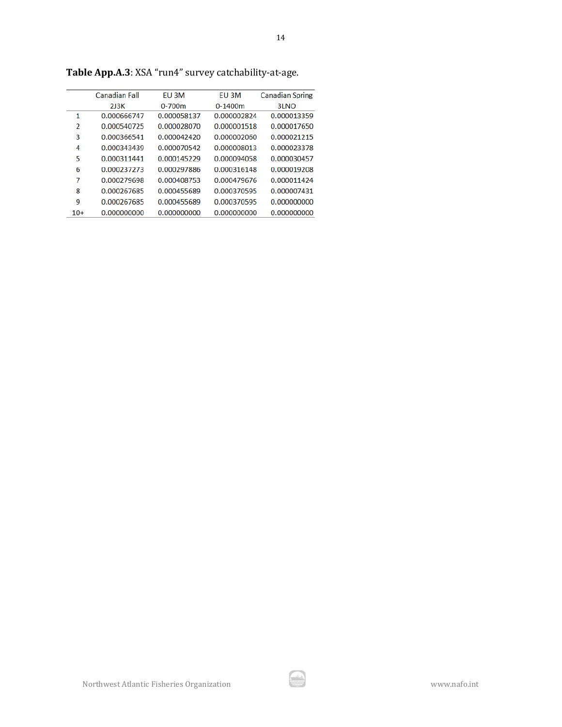**Table App.A.3**: XSA “run4” survey catchability-at-age.

| | Canadian Fall 2J3K | EU 3M 0-700m | EU 3M 0-1400m | Canadian Spring 3LNO |
|---|---|---|---|---|
| 1 | 0.000666747 | 0.000058137 | 0.000002824 | 0.000013359 |
| 2 | 0.000540725 | 0.000028070 | 0.000001518 | 0.000017650 |
| 3 | 0.000366541 | 0.000042420 | 0.000002060 | 0.000021215 |
| 4 | 0.000343439 | 0.000070542 | 0.000008013 | 0.000023378 |
| 5 | 0.000311441 | 0.000145229 | 0.000094058 | 0.000030457 |
| 6 | 0.000237273 | 0.000297886 | 0.000316148 | 0.000019208 |
| 7 | 0.000279698 | 0.000408753 | 0.000479676 | 0.000011424 |
| 8 | 0.000267685 | 0.000455689 | 0.000370595 | 0.000007431 |
| 9 | 0.000267685 | 0.000455689 | 0.000370595 | 0.000000000 |
| 10+ | 0.000000000 | 0.000000000 | 0.000000000 | 0.000000000 |